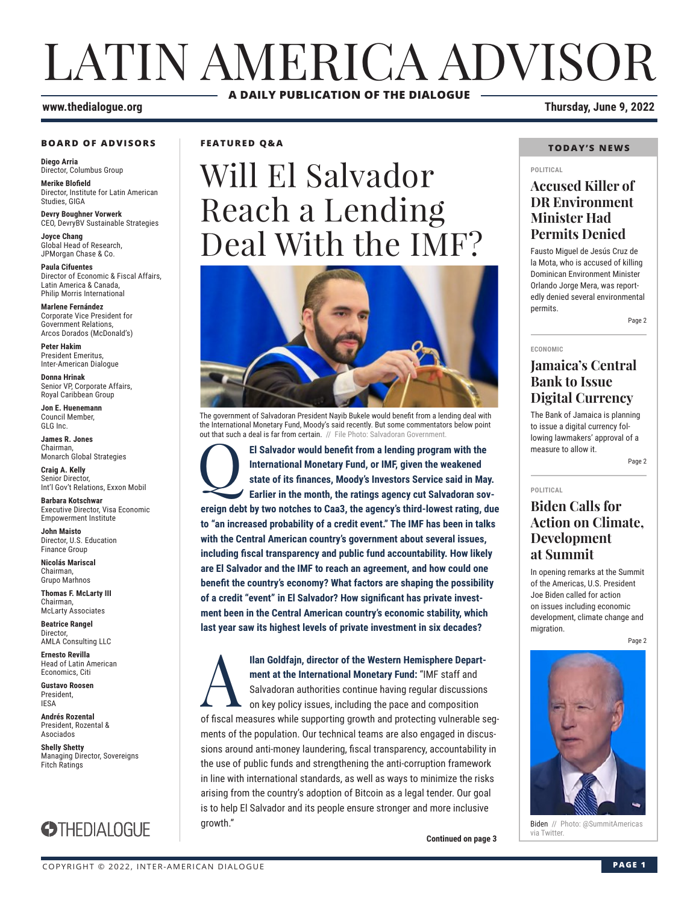# LATIN AMERICA ADVISOR

**A DAILY PUBLICATION OF THE DIALOGUE**

**www.thedialogue.org**

**Thursday, June 9, 2022**

## BOARD OF ADVISORS

**Diego Arria**
Director, Columbus Group

**Merike Blofield**
Director, Institute for Latin American Studies, GIGA

**Devry Boughner Vorwerk**
CEO, DevryBV Sustainable Strategies

**Joyce Chang**
Global Head of Research, JPMorgan Chase & Co.

**Paula Cifuentes**
Director of Economic & Fiscal Affairs, Latin America & Canada, Philip Morris International

**Marlene Fernández**
Corporate Vice President for Government Relations, Arcos Dorados (McDonald's)

**Peter Hakim**
President Emeritus, Inter-American Dialogue

**Donna Hrinak**
Senior VP, Corporate Affairs, Royal Caribbean Group

**Jon E. Huenemann**
Council Member, GLG Inc.

**James R. Jones**
Chairman, Monarch Global Strategies

**Craig A. Kelly**
Senior Director, Int'l Gov't Relations, Exxon Mobil

**Barbara Kotschwar**
Executive Director, Visa Economic Empowerment Institute

**John Maisto**
Director, U.S. Education Finance Group

**Nicolás Mariscal**
Chairman, Grupo Marhnos

**Thomas F. McLarty III**
Chairman, McLarty Associates

**Beatrice Rangel**
Director, AMLA Consulting LLC

**Ernesto Revilla**
Head of Latin American Economics, Citi

**Gustavo Roosen**
President, IESA

**Andrés Rozental**
President, Rozental & Asociados

**Shelly Shetty**
Managing Director, Sovereigns Fitch Ratings

THEDIALOGUE

## FEATURED Q&A

# Will El Salvador Reach a Lending Deal With the IMF?

The government of Salvadoran President Nayib Bukele would benefit from a lending deal with the International Monetary Fund, Moody's said recently. But some commentators below point out that such a deal is far from certain. // File Photo: Salvadoran Government.

**Q** **El Salvador would benefit from a lending program with the International Monetary Fund, or IMF, given the weakened state of its finances, Moody's Investors Service said in May. Earlier in the month, the ratings agency cut Salvadoran sovereign debt by two notches to Caa3, the agency's third-lowest rating, due to "an increased probability of a credit event." The IMF has been in talks with the Central American country's government about several issues, including fiscal transparency and public fund accountability. How likely are El Salvador and the IMF to reach an agreement, and how could one benefit the country's economy? What factors are shaping the possibility of a credit "event" in El Salvador? How significant has private investment been in the Central American country's economic stability, which last year saw its highest levels of private investment in six decades?**

**A** **Ilan Goldfajn, director of the Western Hemisphere Department at the International Monetary Fund:** "IMF staff and Salvadoran authorities continue having regular discussions on key policy issues, including the pace and composition of fiscal measures while supporting growth and protecting vulnerable segments of the population. Our technical teams are also engaged in discussions around anti-money laundering, fiscal transparency, accountability in the use of public funds and strengthening the anti-corruption framework in line with international standards, as well as ways to minimize the risks arising from the country's adoption of Bitcoin as a legal tender. Our goal is to help El Salvador and its people ensure stronger and more inclusive growth."

**Continued on page 3**

## TODAY'S NEWS

POLITICAL

### Accused Killer of DR Environment Minister Had Permits Denied

Fausto Miguel de Jesús Cruz de la Mota, who is accused of killing Dominican Environment Minister Orlando Jorge Mera, was reportedly denied several environmental permits.

Page 2

ECONOMIC

### Jamaica's Central Bank to Issue Digital Currency

The Bank of Jamaica is planning to issue a digital currency following lawmakers' approval of a measure to allow it.

Page 2

POLITICAL

### Biden Calls for Action on Climate, Development at Summit

In opening remarks at the Summit of the Americas, U.S. President Joe Biden called for action on issues including economic development, climate change and migration.

Page 2

Biden // Photo: @SummitAmericas via Twitter.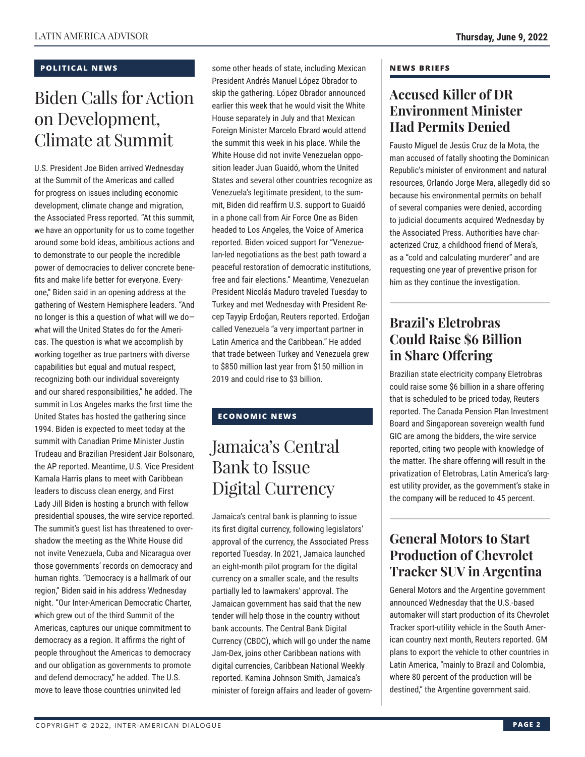## POLITICAL NEWS

# Biden Calls for Action on Development, Climate at Summit

U.S. President Joe Biden arrived Wednesday at the Summit of the Americas and called for progress on issues including economic development, climate change and migration, the Associated Press reported. "At this summit, we have an opportunity for us to come together around some bold ideas, ambitious actions and to demonstrate to our people the incredible power of democracies to deliver concrete benefits and make life better for everyone. Everyone," Biden said in an opening address at the gathering of Western Hemisphere leaders. "And no longer is this a question of what will we do—what will the United States do for the Americas. The question is what we accomplish by working together as true partners with diverse capabilities but equal and mutual respect, recognizing both our individual sovereignty and our shared responsibilities," he added. The summit in Los Angeles marks the first time the United States has hosted the gathering since 1994. Biden is expected to meet today at the summit with Canadian Prime Minister Justin Trudeau and Brazilian President Jair Bolsonaro, the AP reported. Meantime, U.S. Vice President Kamala Harris plans to meet with Caribbean leaders to discuss clean energy, and First Lady Jill Biden is hosting a brunch with fellow presidential spouses, the wire service reported. The summit's guest list has threatened to overshadow the meeting as the White House did not invite Venezuela, Cuba and Nicaragua over those governments' records on democracy and human rights. "Democracy is a hallmark of our region," Biden said in his address Wednesday night. "Our Inter-American Democratic Charter, which grew out of the third Summit of the Americas, captures our unique commitment to democracy as a region. It affirms the right of people throughout the Americas to democracy and our obligation as governments to promote and defend democracy," he added. The U.S. move to leave those countries uninvited led some other heads of state, including Mexican President Andrés Manuel López Obrador to skip the gathering. López Obrador announced earlier this week that he would visit the White House separately in July and that Mexican Foreign Minister Marcelo Ebrard would attend the summit this week in his place. While the White House did not invite Venezuelan opposition leader Juan Guaidó, whom the United States and several other countries recognize as Venezuela's legitimate president, to the summit, Biden did reaffirm U.S. support to Guaidó in a phone call from Air Force One as Biden headed to Los Angeles, the Voice of America reported. Biden voiced support for "Venezuelan-led negotiations as the best path toward a peaceful restoration of democratic institutions, free and fair elections." Meantime, Venezuelan President Nicolás Maduro traveled Tuesday to Turkey and met Wednesday with President Recep Tayyip Erdoğan, Reuters reported. Erdoğan called Venezuela "a very important partner in Latin America and the Caribbean." He added that trade between Turkey and Venezuela grew to $850 million last year from $150 million in 2019 and could rise to $3 billion.

## ECONOMIC NEWS

# Jamaica's Central Bank to Issue Digital Currency

Jamaica's central bank is planning to issue its first digital currency, following legislators' approval of the currency, the Associated Press reported Tuesday. In 2021, Jamaica launched an eight-month pilot program for the digital currency on a smaller scale, and the results partially led to lawmakers' approval. The Jamaican government has said that the new tender will help those in the country without bank accounts. The Central Bank Digital Currency (CBDC), which will go under the name Jam-Dex, joins other Caribbean nations with digital currencies, Caribbean National Weekly reported. Kamina Johnson Smith, Jamaica's minister of foreign affairs and leader of govern-

## NEWS BRIEFS

### Accused Killer of DR Environment Minister Had Permits Denied

Fausto Miguel de Jesús Cruz de la Mota, the man accused of fatally shooting the Dominican Republic's minister of environment and natural resources, Orlando Jorge Mera, allegedly did so because his environmental permits on behalf of several companies were denied, according to judicial documents acquired Wednesday by the Associated Press. Authorities have characterized Cruz, a childhood friend of Mera's, as a "cold and calculating murderer" and are requesting one year of preventive prison for him as they continue the investigation.

### Brazil's Eletrobras Could Raise $6 Billion in Share Offering

Brazilian state electricity company Eletrobras could raise some $6 billion in a share offering that is scheduled to be priced today, Reuters reported. The Canada Pension Plan Investment Board and Singaporean sovereign wealth fund GIC are among the bidders, the wire service reported, citing two people with knowledge of the matter. The share offering will result in the privatization of Eletrobras, Latin America's largest utility provider, as the government's stake in the company will be reduced to 45 percent.

### General Motors to Start Production of Chevrolet Tracker SUV in Argentina

General Motors and the Argentine government announced Wednesday that the U.S.-based automaker will start production of its Chevrolet Tracker sport-utility vehicle in the South American country next month, Reuters reported. GM plans to export the vehicle to other countries in Latin America, "mainly to Brazil and Colombia, where 80 percent of the production will be destined," the Argentine government said.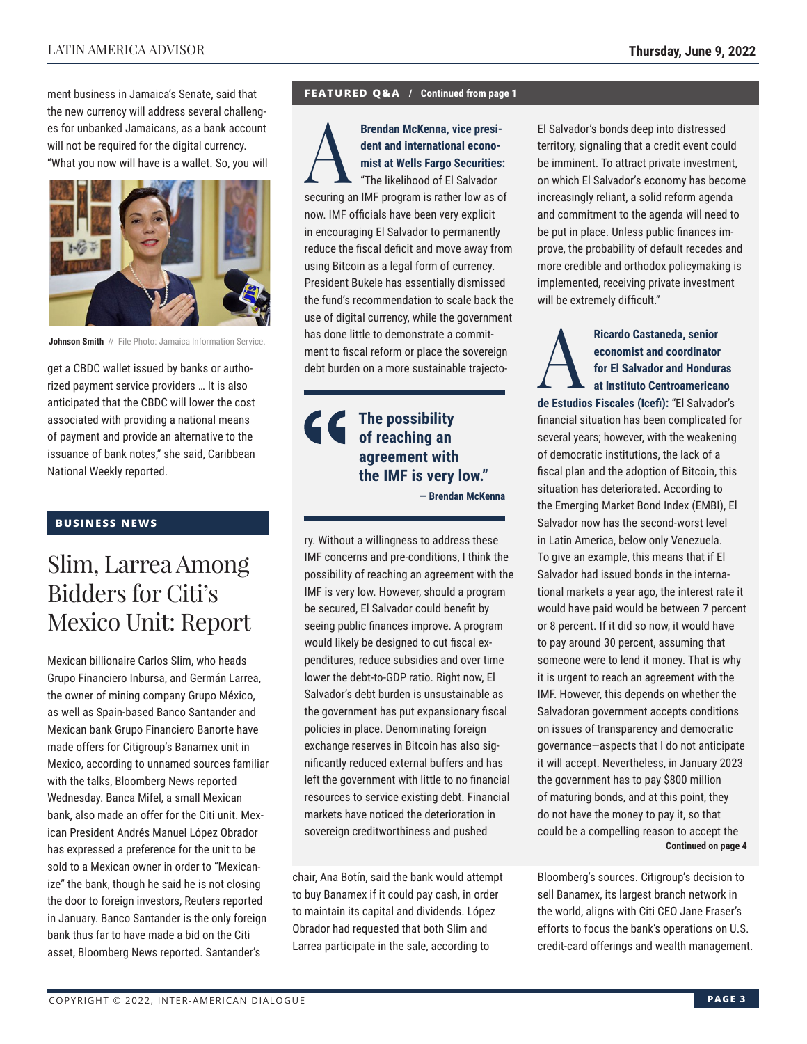ment business in Jamaica's Senate, said that the new currency will address several challenges for unbanked Jamaicans, as a bank account will not be required for the digital currency. "What you now will have is a wallet. So, you will get a CBDC wallet issued by banks or authorized payment service providers … It is also anticipated that the CBDC will lower the cost associated with providing a national means of payment and provide an alternative to the issuance of bank notes," she said, Caribbean National Weekly reported.

**Johnson Smith** // File Photo: Jamaica Information Service.

## BUSINESS NEWS

# Slim, Larrea Among Bidders for Citi's Mexico Unit: Report

Mexican billionaire Carlos Slim, who heads Grupo Financiero Inbursa, and Germán Larrea, the owner of mining company Grupo México, as well as Spain-based Banco Santander and Mexican bank Grupo Financiero Banorte have made offers for Citigroup's Banamex unit in Mexico, according to unnamed sources familiar with the talks, Bloomberg News reported Wednesday. Banca Mifel, a small Mexican bank, also made an offer for the Citi unit. Mexican President Andrés Manuel López Obrador has expressed a preference for the unit to be sold to a Mexican owner in order to "Mexicanize" the bank, though he said he is not closing the door to foreign investors, Reuters reported in January. Banco Santander is the only foreign bank thus far to have made a bid on the Citi asset, Bloomberg News reported. Santander's chair, Ana Botín, said the bank would attempt to buy Banamex if it could pay cash, in order to maintain its capital and dividends. López Obrador had requested that both Slim and Larrea participate in the sale, according to Bloomberg's sources. Citigroup's decision to sell Banamex, its largest branch network in the world, aligns with Citi CEO Jane Fraser's efforts to focus the bank's operations on U.S. credit-card offerings and wealth management.

## FEATURED Q&A / Continued from page 1

**A** **Brendan McKenna, vice president and international economist at Wells Fargo Securities:** "The likelihood of El Salvador securing an IMF program is rather low as of now. IMF officials have been very explicit in encouraging El Salvador to permanently reduce the fiscal deficit and move away from using Bitcoin as a legal form of currency. President Bukele has essentially dismissed the fund's recommendation to scale back the use of digital currency, while the government has done little to demonstrate a commitment to fiscal reform or place the sovereign debt burden on a more sustainable trajectory. Without a willingness to address these IMF concerns and pre-conditions, I think the possibility of reaching an agreement with the IMF is very low. However, should a program be secured, El Salvador could benefit by seeing public finances improve. A program would likely be designed to cut fiscal expenditures, reduce subsidies and over time lower the debt-to-GDP ratio. Right now, El Salvador's debt burden is unsustainable as the government has put expansionary fiscal policies in place. Denominating foreign exchange reserves in Bitcoin has also significantly reduced external buffers and has left the government with little to no financial resources to service existing debt. Financial markets have noticed the deterioration in sovereign creditworthiness and pushed El Salvador's bonds deep into distressed territory, signaling that a credit event could be imminent. To attract private investment, on which El Salvador's economy has become increasingly reliant, a solid reform agenda and commitment to the agenda will need to be put in place. Unless public finances improve, the probability of default recedes and more credible and orthodox policymaking is implemented, receiving private investment will be extremely difficult."

> **"The possibility of reaching an agreement with the IMF is very low."**
> **— Brendan McKenna**

**A** **Ricardo Castaneda, senior economist and coordinator for El Salvador and Honduras at Instituto Centroamericano de Estudios Fiscales (Icefi):** "El Salvador's financial situation has been complicated for several years; however, with the weakening of democratic institutions, the lack of a fiscal plan and the adoption of Bitcoin, this situation has deteriorated. According to the Emerging Market Bond Index (EMBI), El Salvador now has the second-worst level in Latin America, below only Venezuela. To give an example, this means that if El Salvador had issued bonds in the international markets a year ago, the interest rate it would have paid would be between 7 percent or 8 percent. If it did so now, it would have to pay around 30 percent, assuming that someone were to lend it money. That is why it is urgent to reach an agreement with the IMF. However, this depends on whether the Salvadoran government accepts conditions on issues of transparency and democratic governance—aspects that I do not anticipate it will accept. Nevertheless, in January 2023 the government has to pay $800 million of maturing bonds, and at this point, they do not have the money to pay it, so that could be a compelling reason to accept the

**Continued on page 4**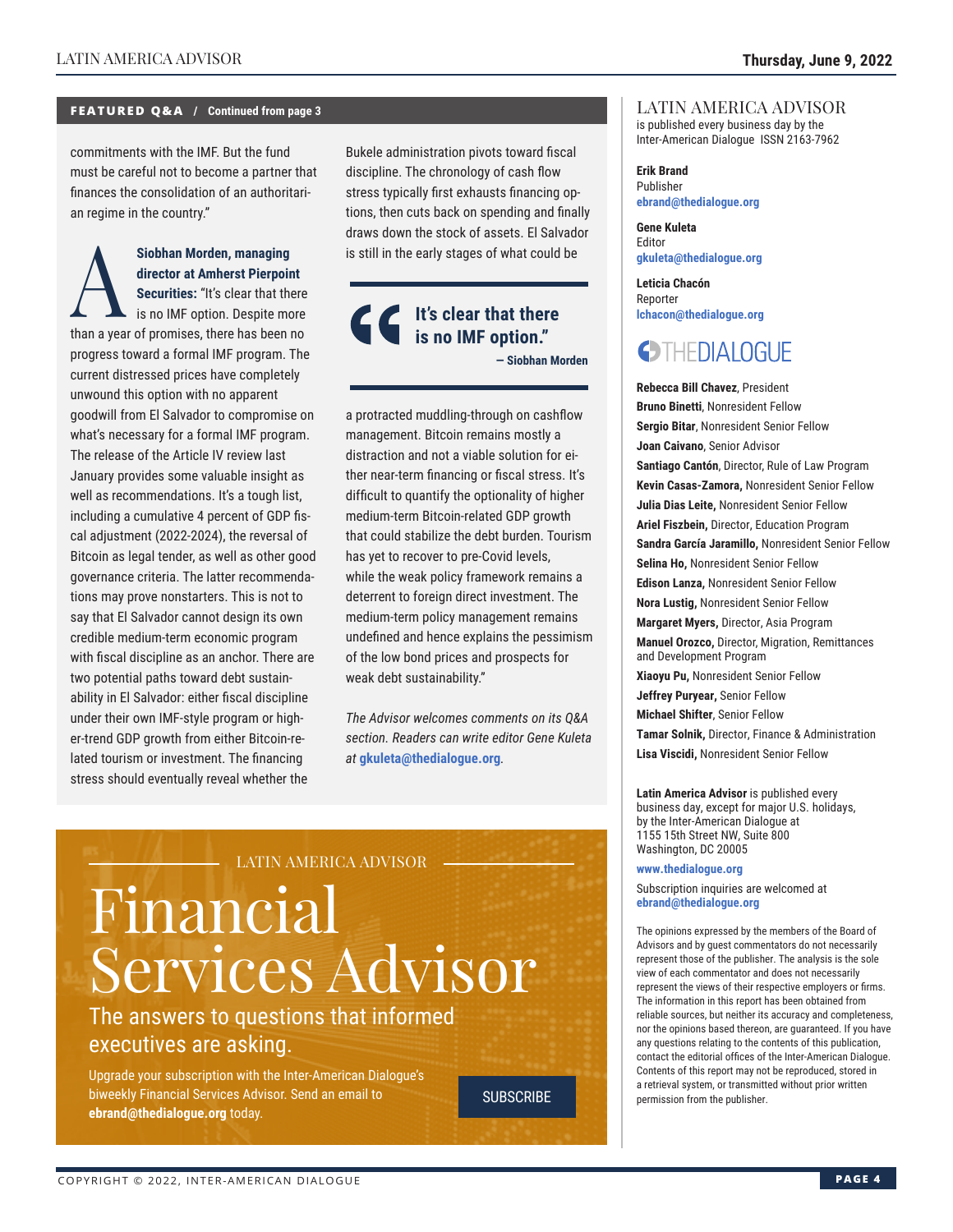**FEATURED Q&A / Continued from page 3**

commitments with the IMF. But the fund must be careful not to become a partner that finances the consolidation of an authoritarian regime in the country."

**A** **Siobhan Morden, managing director at Amherst Pierpoint Securities:** "It's clear that there is no IMF option. Despite more than a year of promises, there has been no progress toward a formal IMF program. The current distressed prices have completely unwound this option with no apparent goodwill from El Salvador to compromise on what's necessary for a formal IMF program. The release of the Article IV review last January provides some valuable insight as well as recommendations. It's a tough list, including a cumulative 4 percent of GDP fiscal adjustment (2022-2024), the reversal of Bitcoin as legal tender, as well as other good governance criteria. The latter recommendations may prove nonstarters. This is not to say that El Salvador cannot design its own credible medium-term economic program with fiscal discipline as an anchor. There are two potential paths toward debt sustainability in El Salvador: either fiscal discipline under their own IMF-style program or higher-trend GDP growth from either Bitcoin-related tourism or investment. The financing stress should eventually reveal whether the Bukele administration pivots toward fiscal discipline. The chronology of cash flow stress typically first exhausts financing options, then cuts back on spending and finally draws down the stock of assets. El Salvador is still in the early stages of what could be a protracted muddling-through on cashflow management. Bitcoin remains mostly a distraction and not a viable solution for either near-term financing or fiscal stress. It's difficult to quantify the optionality of higher medium-term Bitcoin-related GDP growth that could stabilize the debt burden. Tourism has yet to recover to pre-Covid levels, while the weak policy framework remains a deterrent to foreign direct investment. The medium-term policy management remains undefined and hence explains the pessimism of the low bond prices and prospects for weak debt sustainability."

> **It's clear that there is no IMF option."**
> — Siobhan Morden

*The Advisor welcomes comments on its Q&A section. Readers can write editor Gene Kuleta at* **gkuleta@thedialogue.org**.

LATIN AMERICA ADVISOR

# Financial Services Advisor

The answers to questions that informed executives are asking.

Upgrade your subscription with the Inter-American Dialogue's biweekly Financial Services Advisor. Send an email to **ebrand@thedialogue.org** today.

SUBSCRIBE

---

LATIN AMERICA ADVISOR
is published every business day by the Inter-American Dialogue ISSN 2163-7962

**Erik Brand**
Publisher
**ebrand@thedialogue.org**

**Gene Kuleta**
Editor
**gkuleta@thedialogue.org**

**Leticia Chacón**
Reporter
**lchacon@thedialogue.org**

THEDIALOGUE

**Rebecca Bill Chavez**, President
**Bruno Binetti**, Nonresident Fellow
**Sergio Bitar**, Nonresident Senior Fellow
**Joan Caivano**, Senior Advisor
**Santiago Cantón**, Director, Rule of Law Program
**Kevin Casas-Zamora,** Nonresident Senior Fellow
**Julia Dias Leite,** Nonresident Senior Fellow
**Ariel Fiszbein,** Director, Education Program
**Sandra García Jaramillo,** Nonresident Senior Fellow
**Selina Ho,** Nonresident Senior Fellow
**Edison Lanza,** Nonresident Senior Fellow
**Nora Lustig,** Nonresident Senior Fellow
**Margaret Myers,** Director, Asia Program
**Manuel Orozco,** Director, Migration, Remittances and Development Program
**Xiaoyu Pu,** Nonresident Senior Fellow
**Jeffrey Puryear,** Senior Fellow
**Michael Shifter**, Senior Fellow
**Tamar Solnik,** Director, Finance & Administration
**Lisa Viscidi,** Nonresident Senior Fellow

**Latin America Advisor** is published every business day, except for major U.S. holidays, by the Inter-American Dialogue at 1155 15th Street NW, Suite 800 Washington, DC 20005

**www.thedialogue.org**

Subscription inquiries are welcomed at **ebrand@thedialogue.org**

The opinions expressed by the members of the Board of Advisors and by guest commentators do not necessarily represent those of the publisher. The analysis is the sole view of each commentator and does not necessarily represent the views of their respective employers or firms. The information in this report has been obtained from reliable sources, but neither its accuracy and completeness, nor the opinions based thereon, are guaranteed. If you have any questions relating to the contents of this publication, contact the editorial offices of the Inter-American Dialogue. Contents of this report may not be reproduced, stored in a retrieval system, or transmitted without prior written permission from the publisher.